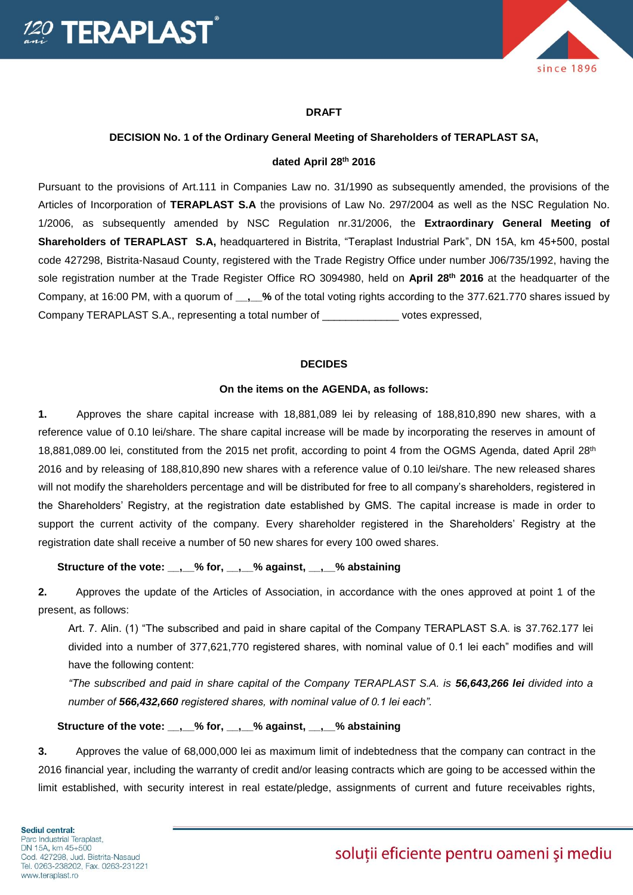**DRAFT**

**DECISION No. 1 of the Ordinary General Meeting of Shareholders of TERAPLAST SA,**

**dated April 28th 2016**

Pursuant to the provisions of Art.111 in Companies Law no. 31/1990 as subsequently amended, the provisions of the Articles of Incorporation of **TERAPLAST S.A** the provisions of Law No. 297/2004 as well as the NSC Regulation No. 1/2006, as subsequently amended by NSC Regulation nr.31/2006, the **Extraordinary General Meeting of Shareholders of TERAPLAST S.A,** headquartered in Bistrita, "Teraplast Industrial Park", DN 15A, km 45+500, postal code 427298, Bistrita-Nasaud County, registered with the Trade Registry Office under number J06/735/1992, having the sole registration number at the Trade Register Office RO 3094980, held on **April 28th 2016** at the headquarter of the Company, at 16:00 PM, with a quorum of **__,__%** of the total voting rights according to the 377.621.770 shares issued by Company TERAPLAST S.A., representing a total number of _____________ votes expressed,

**DECIDES**

**On the items on the AGENDA, as follows:**

**1.** Approves the share capital increase with 18,881,089 lei by releasing of 188,810,890 new shares, with a reference value of 0.10 lei/share. The share capital increase will be made by incorporating the reserves in amount of 18,881,089.00 lei, constituted from the 2015 net profit, according to point 4 from the OGMS Agenda, dated April 28th 2016 and by releasing of 188,810,890 new shares with a reference value of 0.10 lei/share. The new released shares will not modify the shareholders percentage and will be distributed for free to all company's shareholders, registered in the Shareholders' Registry, at the registration date established by GMS. The capital increase is made in order to support the current activity of the company. Every shareholder registered in the Shareholders' Registry at the registration date shall receive a number of 50 new shares for every 100 owed shares.

**Structure of the vote: __,__% for, __,__% against, __,__% abstaining**

**2.** Approves the update of the Articles of Association, in accordance with the ones approved at point 1 of the present, as follows:

Art. 7. Alin. (1) "The subscribed and paid in share capital of the Company TERAPLAST S.A. is 37.762.177 lei divided into a number of 377,621,770 registered shares, with nominal value of 0.1 lei each" modifies and will have the following content:

*"The subscribed and paid in share capital of the Company TERAPLAST S.A. is **56,643,266 lei** divided into a number of **566,432,660** registered shares, with nominal value of 0.1 lei each".*

**Structure of the vote: __,__% for, __,__% against, __,__% abstaining**

**3.** Approves the value of 68,000,000 lei as maximum limit of indebtedness that the company can contract in the 2016 financial year, including the warranty of credit and/or leasing contracts which are going to be accessed within the limit established, with security interest in real estate/pledge, assignments of current and future receivables rights,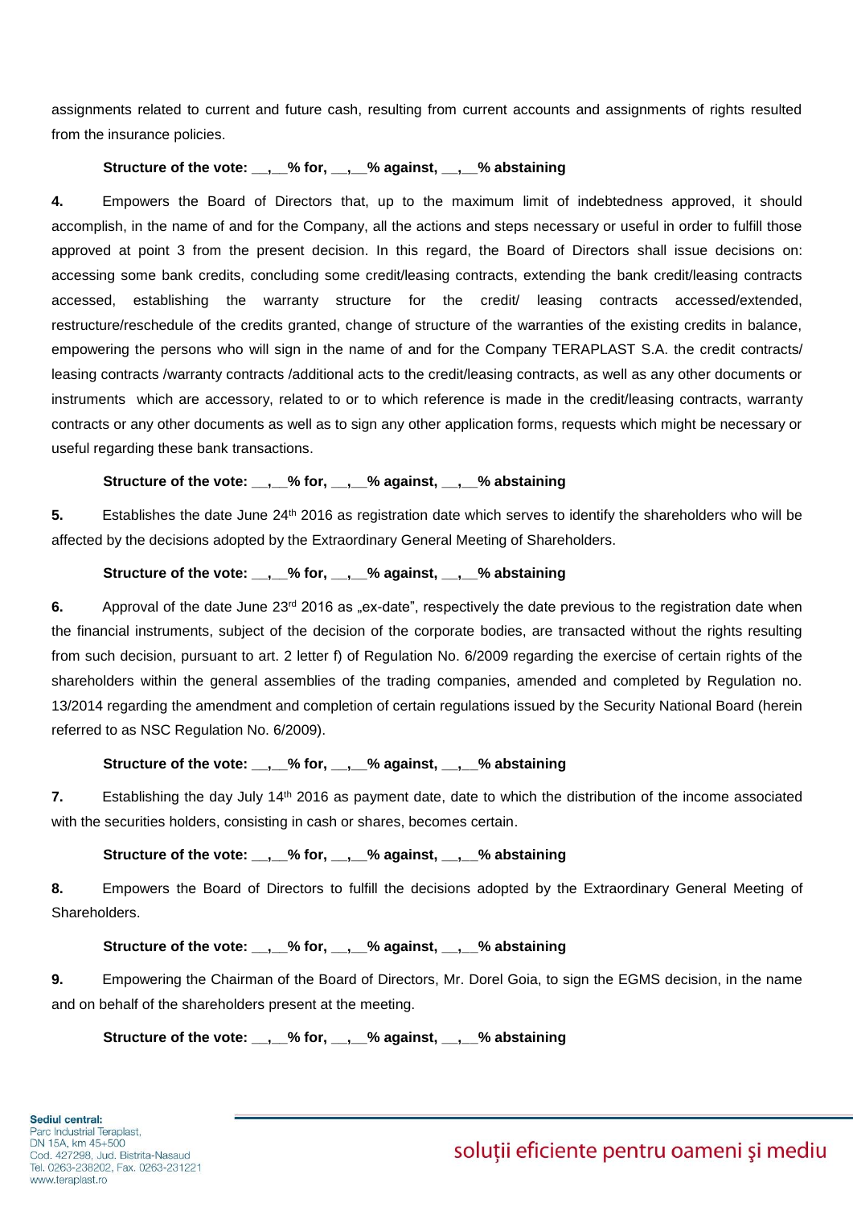assignments related to current and future cash, resulting from current accounts and assignments of rights resulted from the insurance policies.

**Structure of the vote: __,__% for, __,__% against, __,__% abstaining**

**4.** Empowers the Board of Directors that, up to the maximum limit of indebtedness approved, it should accomplish, in the name of and for the Company, all the actions and steps necessary or useful in order to fulfill those approved at point 3 from the present decision. In this regard, the Board of Directors shall issue decisions on: accessing some bank credits, concluding some credit/leasing contracts, extending the bank credit/leasing contracts accessed, establishing the warranty structure for the credit/ leasing contracts accessed/extended, restructure/reschedule of the credits granted, change of structure of the warranties of the existing credits in balance, empowering the persons who will sign in the name of and for the Company TERAPLAST S.A. the credit contracts/ leasing contracts /warranty contracts /additional acts to the credit/leasing contracts, as well as any other documents or instruments which are accessory, related to or to which reference is made in the credit/leasing contracts, warranty contracts or any other documents as well as to sign any other application forms, requests which might be necessary or useful regarding these bank transactions.

**Structure of the vote: __,__% for, __,__% against, __,__% abstaining**

**5.** Establishes the date June 24th 2016 as registration date which serves to identify the shareholders who will be affected by the decisions adopted by the Extraordinary General Meeting of Shareholders.

**Structure of the vote: __,__% for, __,__% against, __,__% abstaining**

**6.** Approval of the date June 23rd 2016 as „ex-date", respectively the date previous to the registration date when the financial instruments, subject of the decision of the corporate bodies, are transacted without the rights resulting from such decision, pursuant to art. 2 letter f) of Regulation No. 6/2009 regarding the exercise of certain rights of the shareholders within the general assemblies of the trading companies, amended and completed by Regulation no. 13/2014 regarding the amendment and completion of certain regulations issued by the Security National Board (herein referred to as NSC Regulation No. 6/2009).

**Structure of the vote: __,__% for, __,__% against, __,__% abstaining**

**7.** Establishing the day July 14th 2016 as payment date, date to which the distribution of the income associated with the securities holders, consisting in cash or shares, becomes certain.

**Structure of the vote: __,__% for, __,__% against, __,__% abstaining**

**8.** Empowers the Board of Directors to fulfill the decisions adopted by the Extraordinary General Meeting of Shareholders.

**Structure of the vote: __,__% for, __,__% against, __,__% abstaining**

**9.** Empowering the Chairman of the Board of Directors, Mr. Dorel Goia, to sign the EGMS decision, in the name and on behalf of the shareholders present at the meeting.

**Structure of the vote: __,__% for, __,__% against, __,__% abstaining**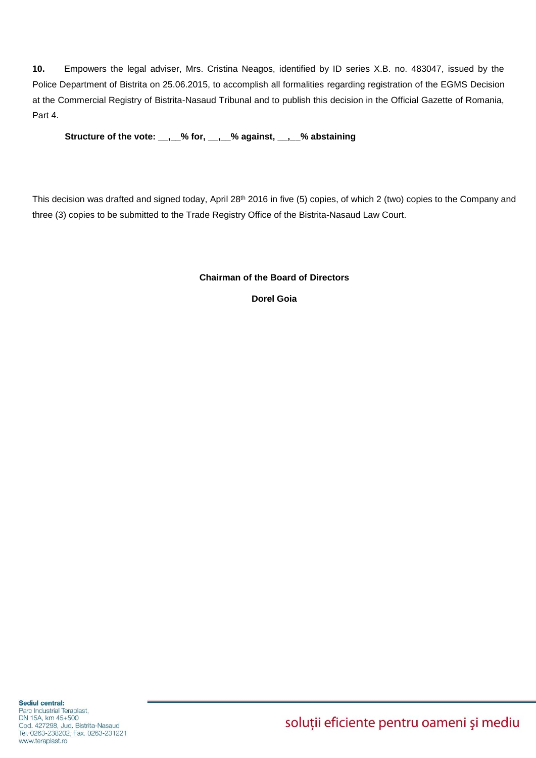**10.** Empowers the legal adviser, Mrs. Cristina Neagos, identified by ID series X.B. no. 483047, issued by the Police Department of Bistrita on 25.06.2015, to accomplish all formalities regarding registration of the EGMS Decision at the Commercial Registry of Bistrita-Nasaud Tribunal and to publish this decision in the Official Gazette of Romania, Part 4.

**Structure of the vote: __,__% for, __,__% against, __,__% abstaining**

This decision was drafted and signed today, April 28th 2016 in five (5) copies, of which 2 (two) copies to the Company and three (3) copies to be submitted to the Trade Registry Office of the Bistrita-Nasaud Law Court.

**Chairman of the Board of Directors**

**Dorel Goia**